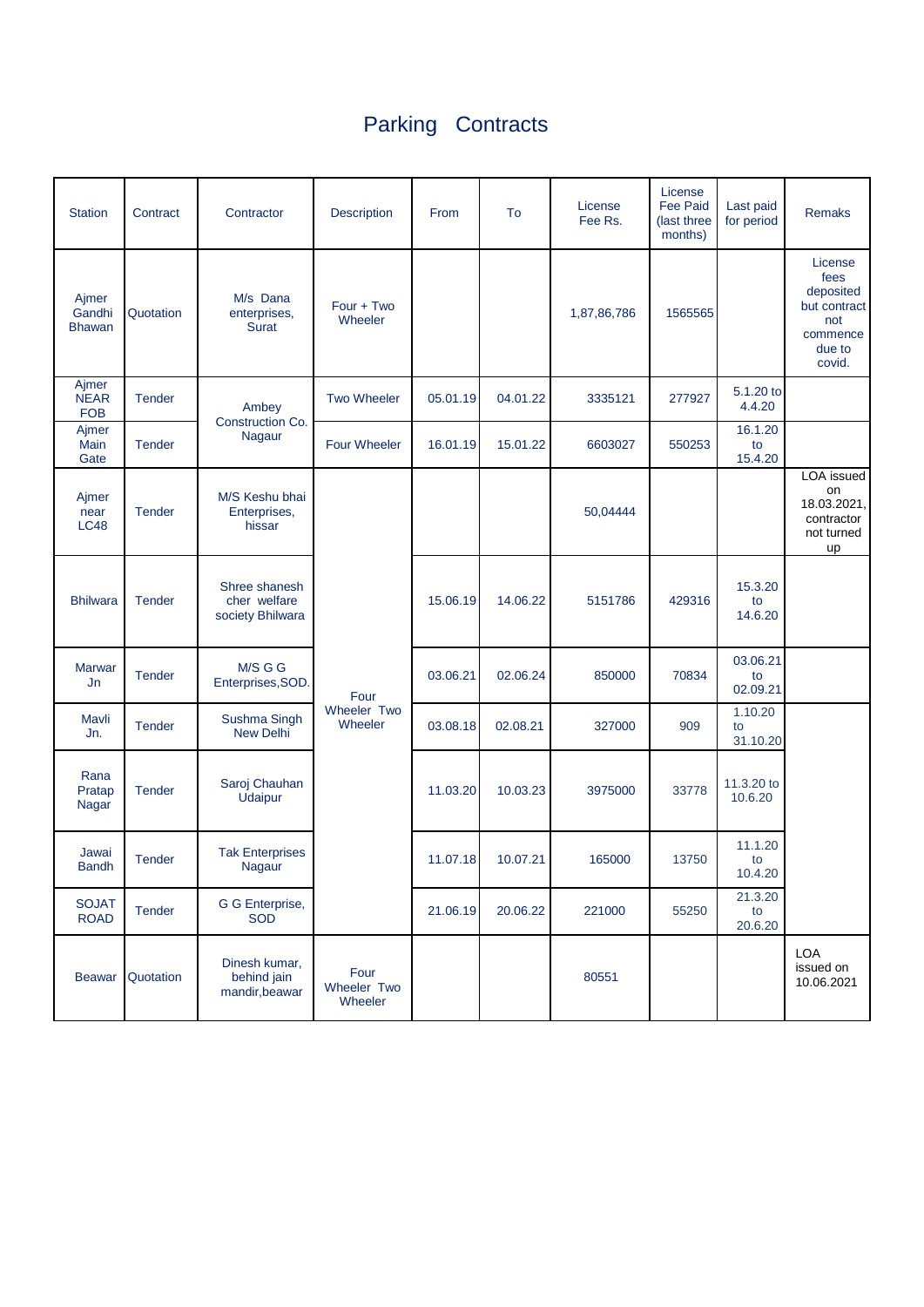# Parking Contracts

| Station | Contract | Contractor | Description | From | To | License Fee Rs. | License Fee Paid (last three months) | Last paid for period | Remaks |
|---|---|---|---|---|---|---|---|---|---|
| Ajmer Gandhi Bhawan | Quotation | M/s Dana enterprises, Surat | Four + Two Wheeler | | | 1,87,86,786 | 1565565 | | License fees deposited but contract not commence due to covid. |
| Ajmer NEAR FOB | Tender | Ambey Construction Co. Nagaur | Two Wheeler | 05.01.19 | 04.01.22 | 3335121 | 277927 | 5.1.20 to 4.4.20 | |
| Ajmer Main Gate | Tender | | Four Wheeler | 16.01.19 | 15.01.22 | 6603027 | 550253 | 16.1.20 to 15.4.20 | |
| Ajmer near LC48 | Tender | M/S Keshu bhai Enterprises, hissar | Four Wheeler Two Wheeler | | | 50,04444 | | | LOA issued on 18.03.2021, contractor not turned up |
| Bhilwara | Tender | Shree shanesh cher welfare society Bhilwara | | 15.06.19 | 14.06.22 | 5151786 | 429316 | 15.3.20 to 14.6.20 | |
| Marwar Jn | Tender | M/S G G Enterprises,SOD. | | 03.06.21 | 02.06.24 | 850000 | 70834 | 03.06.21 to 02.09.21 | |
| Mavli Jn. | Tender | Sushma Singh New Delhi | | 03.08.18 | 02.08.21 | 327000 | 909 | 1.10.20 to 31.10.20 | |
| Rana Pratap Nagar | Tender | Saroj Chauhan Udaipur | | 11.03.20 | 10.03.23 | 3975000 | 33778 | 11.3.20 to 10.6.20 | |
| Jawai Bandh | Tender | Tak Enterprises Nagaur | | 11.07.18 | 10.07.21 | 165000 | 13750 | 11.1.20 to 10.4.20 | |
| SOJAT ROAD | Tender | G G Enterprise, SOD | | 21.06.19 | 20.06.22 | 221000 | 55250 | 21.3.20 to 20.6.20 | |
| Beawar | Quotation | Dinesh kumar, behind jain mandir,beawar | Four Wheeler Two Wheeler | | | 80551 | | | LOA issued on 10.06.2021 |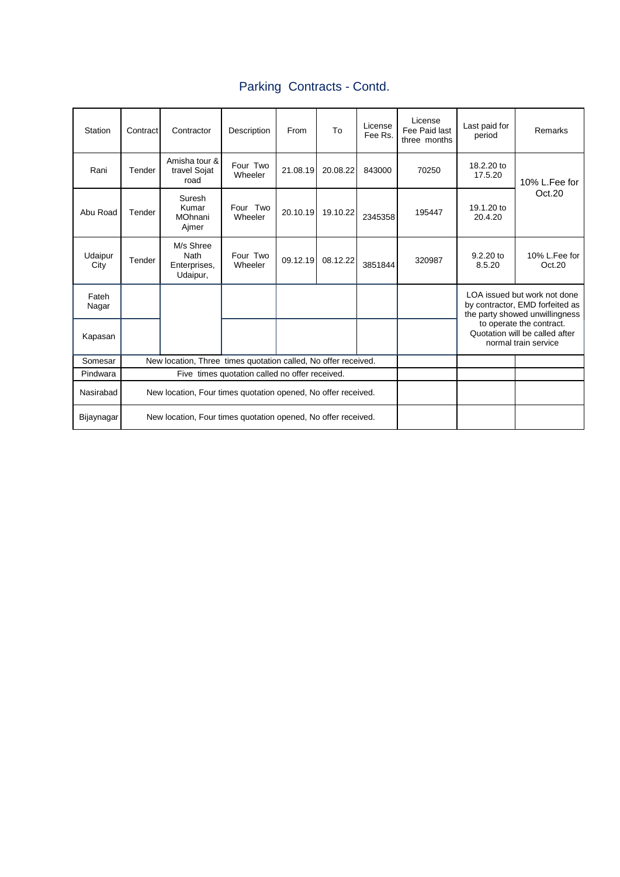# Parking Contracts - Contd.

| Station | Contract | Contractor | Description | From | To | License Fee Rs. | License Fee Paid last three months | Last paid for period | Remarks |
|---|---|---|---|---|---|---|---|---|---|
| Rani | Tender | Amisha tour & travel Sojat road | Four Two Wheeler | 21.08.19 | 20.08.22 | 843000 | 70250 | 18.2.20 to 17.5.20 | 10% L.Fee for Oct.20 |
| Abu Road | Tender | Suresh Kumar MOhnani Ajmer | Four Two Wheeler | 20.10.19 | 19.10.22 | 2345358 | 195447 | 19.1.20 to 20.4.20 | |
| Udaipur City | Tender | M/s Shree Nath Enterprises, Udaipur, | Four Two Wheeler | 09.12.19 | 08.12.22 | 3851844 | 320987 | 9.2.20 to 8.5.20 | 10% L.Fee for Oct.20 |
| Fateh Nagar | | | | | | | | LOA issued but work not done by contractor, EMD forfeited as the party showed unwillingness to operate the contract. Quotation will be called after normal train service | |
| Kapasan | | | | | | | | | |
| Somesar | New location, Three times quotation called, No offer received. | | | | | | | | |
| Pindwara | Five times quotation called no offer received. | | | | | | | | |
| Nasirabad | New location, Four times quotation opened, No offer received. | | | | | | | | |
| Bijaynagar | New location, Four times quotation opened, No offer received. | | | | | | | | |